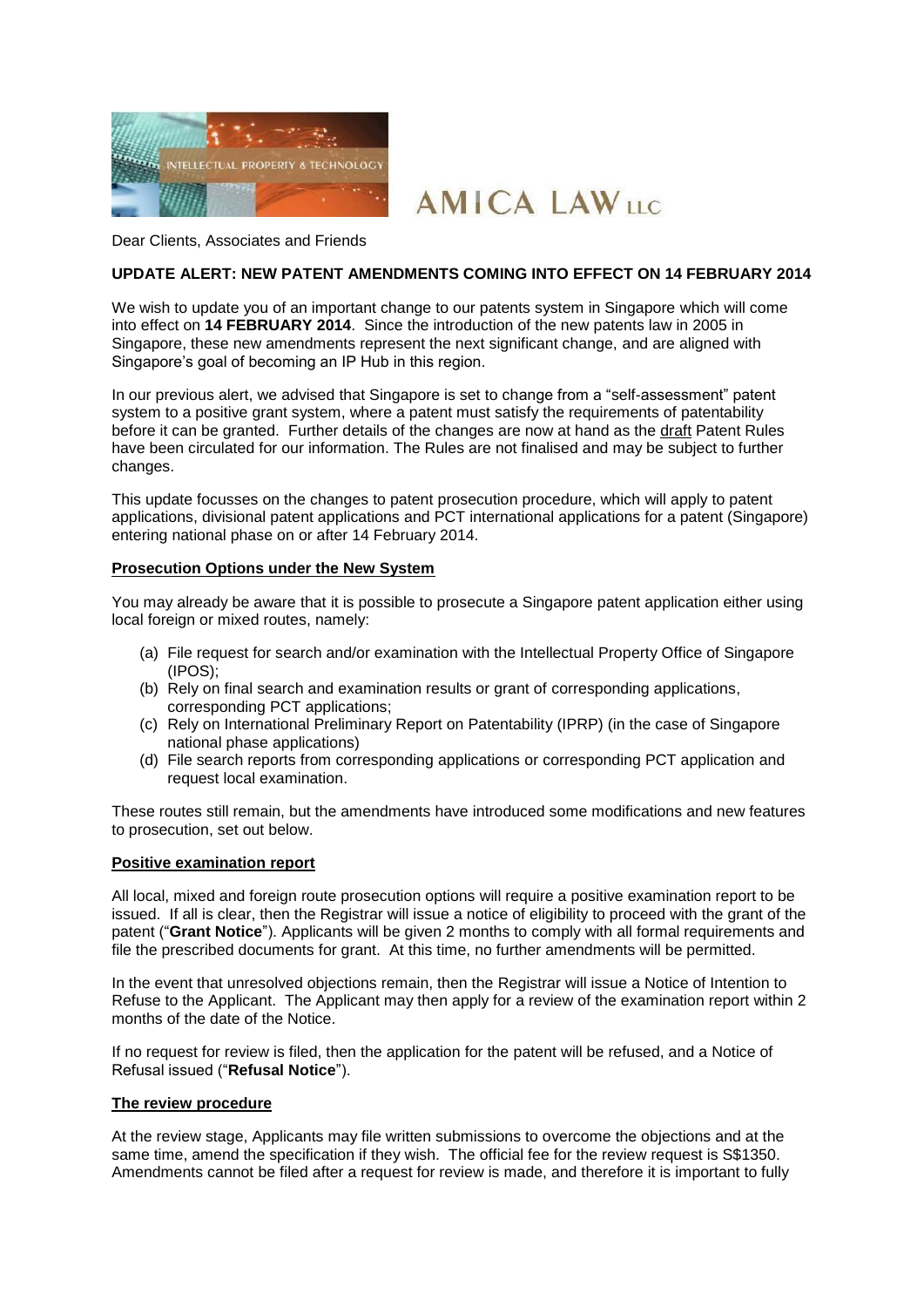AMICA LAW LLC

Dear Clients, Associates and Friends

**UPDATE ALERT: NEW PATENT AMENDMENTS COMING INTO EFFECT ON 14 FEBRUARY 2014**

We wish to update you of an important change to our patents system in Singapore which will come into effect on **14 FEBRUARY 2014**. Since the introduction of the new patents law in 2005 in Singapore, these new amendments represent the next significant change, and are aligned with Singapore's goal of becoming an IP Hub in this region.

In our previous alert, we advised that Singapore is set to change from a "self-assessment" patent system to a positive grant system, where a patent must satisfy the requirements of patentability before it can be granted. Further details of the changes are now at hand as the draft Patent Rules have been circulated for our information. The Rules are not finalised and may be subject to further changes.

This update focusses on the changes to patent prosecution procedure, which will apply to patent applications, divisional patent applications and PCT international applications for a patent (Singapore) entering national phase on or after 14 February 2014.

**Prosecution Options under the New System**

You may already be aware that it is possible to prosecute a Singapore patent application either using local foreign or mixed routes, namely:

(a) File request for search and/or examination with the Intellectual Property Office of Singapore (IPOS);
(b) Rely on final search and examination results or grant of corresponding applications, corresponding PCT applications;
(c) Rely on International Preliminary Report on Patentability (IPRP) (in the case of Singapore national phase applications)
(d) File search reports from corresponding applications or corresponding PCT application and request local examination.

These routes still remain, but the amendments have introduced some modifications and new features to prosecution, set out below.

**Positive examination report**

All local, mixed and foreign route prosecution options will require a positive examination report to be issued. If all is clear, then the Registrar will issue a notice of eligibility to proceed with the grant of the patent ("**Grant Notice**"). Applicants will be given 2 months to comply with all formal requirements and file the prescribed documents for grant. At this time, no further amendments will be permitted.

In the event that unresolved objections remain, then the Registrar will issue a Notice of Intention to Refuse to the Applicant. The Applicant may then apply for a review of the examination report within 2 months of the date of the Notice.

If no request for review is filed, then the application for the patent will be refused, and a Notice of Refusal issued ("**Refusal Notice**").

**The review procedure**

At the review stage, Applicants may file written submissions to overcome the objections and at the same time, amend the specification if they wish. The official fee for the review request is S$1350. Amendments cannot be filed after a request for review is made, and therefore it is important to fully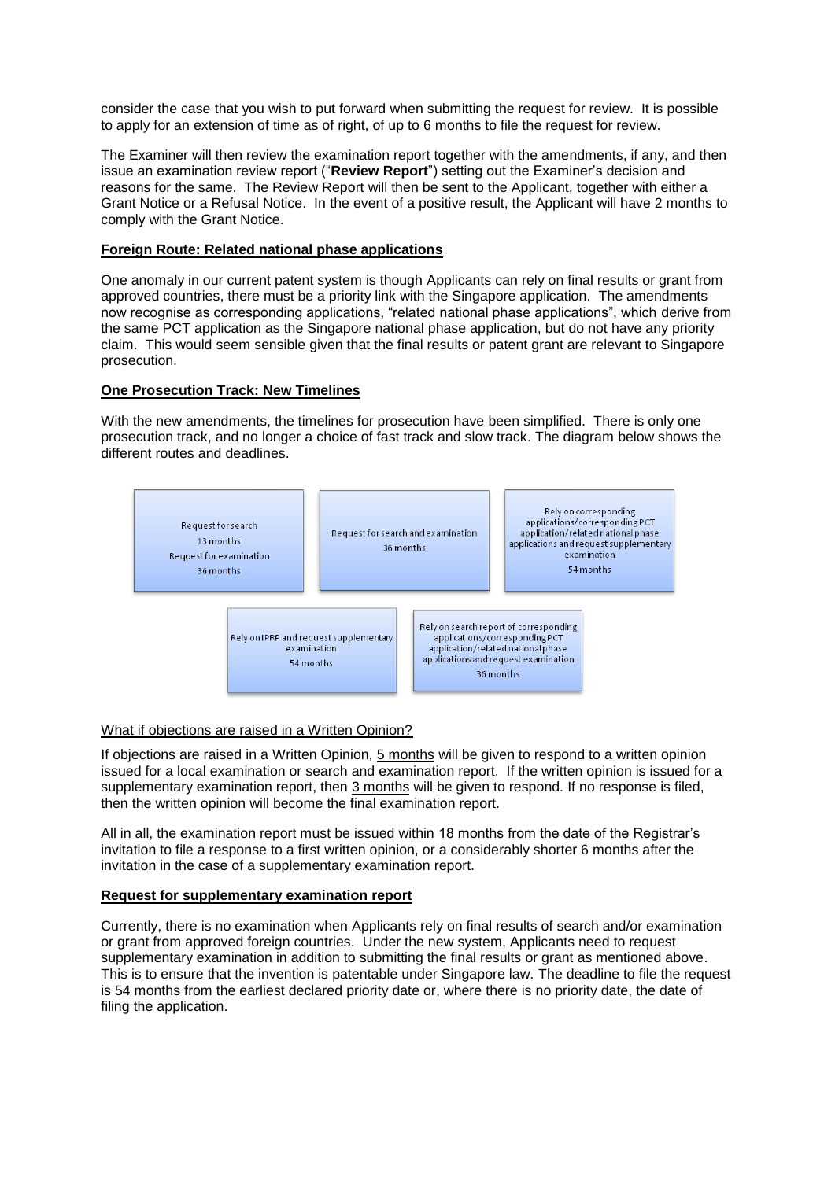consider the case that you wish to put forward when submitting the request for review. It is possible to apply for an extension of time as of right, of up to 6 months to file the request for review.

The Examiner will then review the examination report together with the amendments, if any, and then issue an examination review report ("**Review Report**") setting out the Examiner's decision and reasons for the same. The Review Report will then be sent to the Applicant, together with either a Grant Notice or a Refusal Notice. In the event of a positive result, the Applicant will have 2 months to comply with the Grant Notice.

**Foreign Route: Related national phase applications**

One anomaly in our current patent system is though Applicants can rely on final results or grant from approved countries, there must be a priority link with the Singapore application. The amendments now recognise as corresponding applications, "related national phase applications", which derive from the same PCT application as the Singapore national phase application, but do not have any priority claim. This would seem sensible given that the final results or patent grant are relevant to Singapore prosecution.

**One Prosecution Track: New Timelines**

With the new amendments, the timelines for prosecution have been simplified. There is only one prosecution track, and no longer a choice of fast track and slow track. The diagram below shows the different routes and deadlines.

Request for search
13 months
Request for examination
36 months

Request for search and examination
36 months

Rely on corresponding applications/corresponding PCT application/related national phase applications and request supplementary examination
54 months

Rely on IPRP and request supplementary examination
54 months

Rely on search report of corresponding applications/corresponding PCT application/related national phase applications and request examination
36 months

What if objections are raised in a Written Opinion?

If objections are raised in a Written Opinion, 5 months will be given to respond to a written opinion issued for a local examination or search and examination report. If the written opinion is issued for a supplementary examination report, then 3 months will be given to respond. If no response is filed, then the written opinion will become the final examination report.

All in all, the examination report must be issued within 18 months from the date of the Registrar's invitation to file a response to a first written opinion, or a considerably shorter 6 months after the invitation in the case of a supplementary examination report.

**Request for supplementary examination report**

Currently, there is no examination when Applicants rely on final results of search and/or examination or grant from approved foreign countries. Under the new system, Applicants need to request supplementary examination in addition to submitting the final results or grant as mentioned above. This is to ensure that the invention is patentable under Singapore law. The deadline to file the request is 54 months from the earliest declared priority date or, where there is no priority date, the date of filing the application.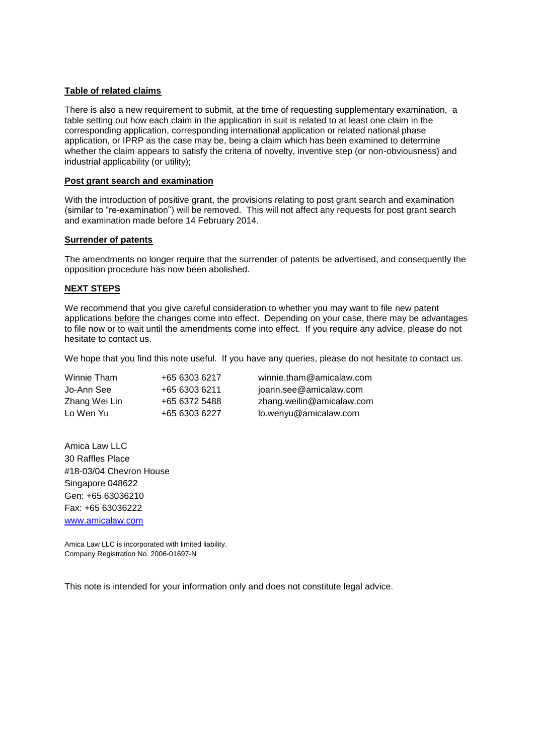**Table of related claims**

There is also a new requirement to submit, at the time of requesting supplementary examination, a table setting out how each claim in the application in suit is related to at least one claim in the corresponding application, corresponding international application or related national phase application, or IPRP as the case may be, being a claim which has been examined to determine whether the claim appears to satisfy the criteria of novelty, inventive step (or non-obviousness) and industrial applicability (or utility);

**Post grant search and examination**

With the introduction of positive grant, the provisions relating to post grant search and examination (similar to "re-examination") will be removed. This will not affect any requests for post grant search and examination made before 14 February 2014.

**Surrender of patents**

The amendments no longer require that the surrender of patents be advertised, and consequently the opposition procedure has now been abolished.

**NEXT STEPS**

We recommend that you give careful consideration to whether you may want to file new patent applications before the changes come into effect. Depending on your case, there may be advantages to file now or to wait until the amendments come into effect. If you require any advice, please do not hesitate to contact us.

We hope that you find this note useful. If you have any queries, please do not hesitate to contact us.

| | | |
|---|---|---|
| Winnie Tham | +65 6303 6217 | winnie.tham@amicalaw.com |
| Jo-Ann See | +65 6303 6211 | joann.see@amicalaw.com |
| Zhang Wei Lin | +65 6372 5488 | zhang.weilin@amicalaw.com |
| Lo Wen Yu | +65 6303 6227 | lo.wenyu@amicalaw.com |

Amica Law LLC
30 Raffles Place
#18-03/04 Chevron House
Singapore 048622
Gen: +65 63036210
Fax: +65 63036222
www.amicalaw.com

Amica Law LLC is incorporated with limited liability.
Company Registration No. 2006-01697-N

This note is intended for your information only and does not constitute legal advice.